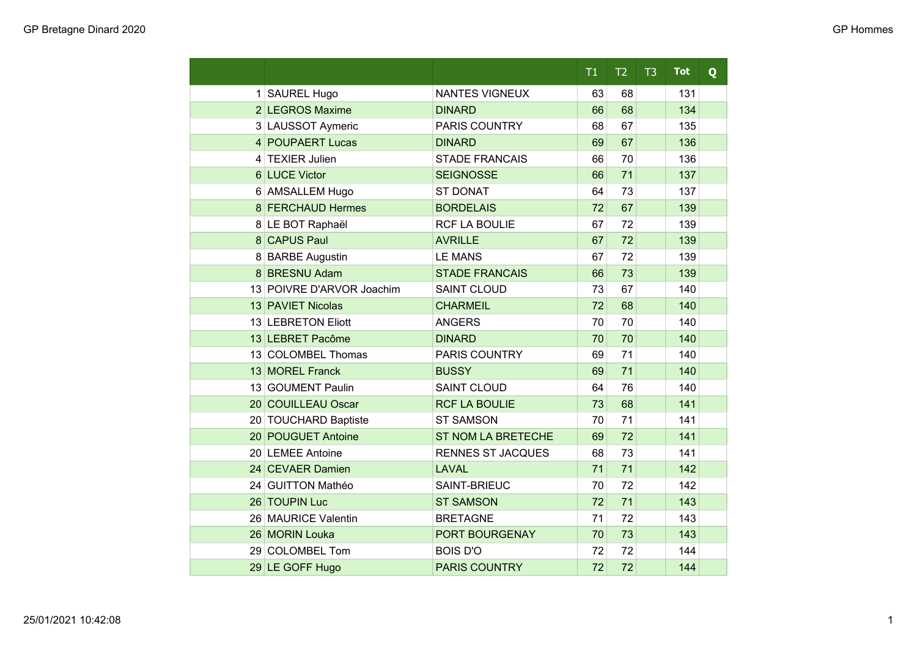|  |  |  | T1 | T2 | T3 | Tot | Q |
|---|---|---|---|---|---|---|---|
| 1 | SAUREL Hugo | NANTES VIGNEUX | 63 | 68 |  | 131 |  |
| 2 | LEGROS Maxime | DINARD | 66 | 68 |  | 134 |  |
| 3 | LAUSSOT Aymeric | PARIS COUNTRY | 68 | 67 |  | 135 |  |
| 4 | POUPAERT Lucas | DINARD | 69 | 67 |  | 136 |  |
| 4 | TEXIER Julien | STADE FRANCAIS | 66 | 70 |  | 136 |  |
| 6 | LUCE Victor | SEIGNOSSE | 66 | 71 |  | 137 |  |
| 6 | AMSALLEM Hugo | ST DONAT | 64 | 73 |  | 137 |  |
| 8 | FERCHAUD Hermes | BORDELAIS | 72 | 67 |  | 139 |  |
| 8 | LE BOT Raphaël | RCF LA BOULIE | 67 | 72 |  | 139 |  |
| 8 | CAPUS Paul | AVRILLE | 67 | 72 |  | 139 |  |
| 8 | BARBE Augustin | LE MANS | 67 | 72 |  | 139 |  |
| 8 | BRESNU Adam | STADE FRANCAIS | 66 | 73 |  | 139 |  |
| 13 | POIVRE D'ARVOR Joachim | SAINT CLOUD | 73 | 67 |  | 140 |  |
| 13 | PAVIET Nicolas | CHARMEIL | 72 | 68 |  | 140 |  |
| 13 | LEBRETON Eliott | ANGERS | 70 | 70 |  | 140 |  |
| 13 | LEBRET Pacôme | DINARD | 70 | 70 |  | 140 |  |
| 13 | COLOMBEL Thomas | PARIS COUNTRY | 69 | 71 |  | 140 |  |
| 13 | MOREL Franck | BUSSY | 69 | 71 |  | 140 |  |
| 13 | GOUMENT Paulin | SAINT CLOUD | 64 | 76 |  | 140 |  |
| 20 | COUILLEAU Oscar | RCF LA BOULIE | 73 | 68 |  | 141 |  |
| 20 | TOUCHARD Baptiste | ST SAMSON | 70 | 71 |  | 141 |  |
| 20 | POUGUET Antoine | ST NOM LA BRETECHE | 69 | 72 |  | 141 |  |
| 20 | LEMEE Antoine | RENNES ST JACQUES | 68 | 73 |  | 141 |  |
| 24 | CEVAER Damien | LAVAL | 71 | 71 |  | 142 |  |
| 24 | GUITTON Mathéo | SAINT-BRIEUC | 70 | 72 |  | 142 |  |
| 26 | TOUPIN Luc | ST SAMSON | 72 | 71 |  | 143 |  |
| 26 | MAURICE Valentin | BRETAGNE | 71 | 72 |  | 143 |  |
| 26 | MORIN Louka | PORT BOURGENAY | 70 | 73 |  | 143 |  |
| 29 | COLOMBEL Tom | BOIS D'O | 72 | 72 |  | 144 |  |
| 29 | LE GOFF Hugo | PARIS COUNTRY | 72 | 72 |  | 144 |  |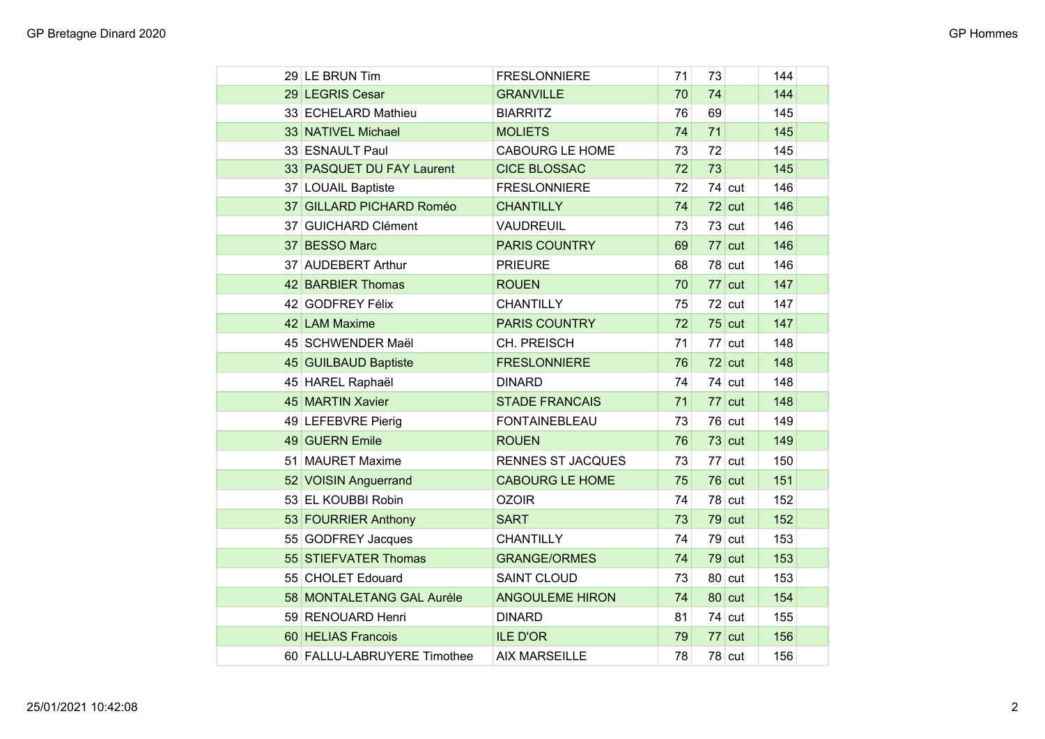| | | | | | | | |
|---|---|---|---|---|---|---|---|
| 29 | LE BRUN Tim | FRESLONNIERE | 71 | 73 | | 144 | |
| 29 | LEGRIS Cesar | GRANVILLE | 70 | 74 | | 144 | |
| 33 | ECHELARD Mathieu | BIARRITZ | 76 | 69 | | 145 | |
| 33 | NATIVEL Michael | MOLIETS | 74 | 71 | | 145 | |
| 33 | ESNAULT Paul | CABOURG LE HOME | 73 | 72 | | 145 | |
| 33 | PASQUET DU FAY Laurent | CICE BLOSSAC | 72 | 73 | | 145 | |
| 37 | LOUAIL Baptiste | FRESLONNIERE | 72 | 74 | cut | 146 | |
| 37 | GILLARD PICHARD Roméo | CHANTILLY | 74 | 72 | cut | 146 | |
| 37 | GUICHARD Clément | VAUDREUIL | 73 | 73 | cut | 146 | |
| 37 | BESSO Marc | PARIS COUNTRY | 69 | 77 | cut | 146 | |
| 37 | AUDEBERT Arthur | PRIEURE | 68 | 78 | cut | 146 | |
| 42 | BARBIER Thomas | ROUEN | 70 | 77 | cut | 147 | |
| 42 | GODFREY Félix | CHANTILLY | 75 | 72 | cut | 147 | |
| 42 | LAM Maxime | PARIS COUNTRY | 72 | 75 | cut | 147 | |
| 45 | SCHWENDER Maël | CH. PREISCH | 71 | 77 | cut | 148 | |
| 45 | GUILBAUD Baptiste | FRESLONNIERE | 76 | 72 | cut | 148 | |
| 45 | HAREL Raphaël | DINARD | 74 | 74 | cut | 148 | |
| 45 | MARTIN Xavier | STADE FRANCAIS | 71 | 77 | cut | 148 | |
| 49 | LEFEBVRE Pierig | FONTAINEBLEAU | 73 | 76 | cut | 149 | |
| 49 | GUERN Emile | ROUEN | 76 | 73 | cut | 149 | |
| 51 | MAURET Maxime | RENNES ST JACQUES | 73 | 77 | cut | 150 | |
| 52 | VOISIN Anguerrand | CABOURG LE HOME | 75 | 76 | cut | 151 | |
| 53 | EL KOUBBI Robin | OZOIR | 74 | 78 | cut | 152 | |
| 53 | FOURRIER Anthony | SART | 73 | 79 | cut | 152 | |
| 55 | GODFREY Jacques | CHANTILLY | 74 | 79 | cut | 153 | |
| 55 | STIEFVATER Thomas | GRANGE/ORMES | 74 | 79 | cut | 153 | |
| 55 | CHOLET Edouard | SAINT CLOUD | 73 | 80 | cut | 153 | |
| 58 | MONTALETANG GAL Auréle | ANGOULEME HIRON | 74 | 80 | cut | 154 | |
| 59 | RENOUARD Henri | DINARD | 81 | 74 | cut | 155 | |
| 60 | HELIAS Francois | ILE D'OR | 79 | 77 | cut | 156 | |
| 60 | FALLU-LABRUYERE Timothee | AIX MARSEILLE | 78 | 78 | cut | 156 | |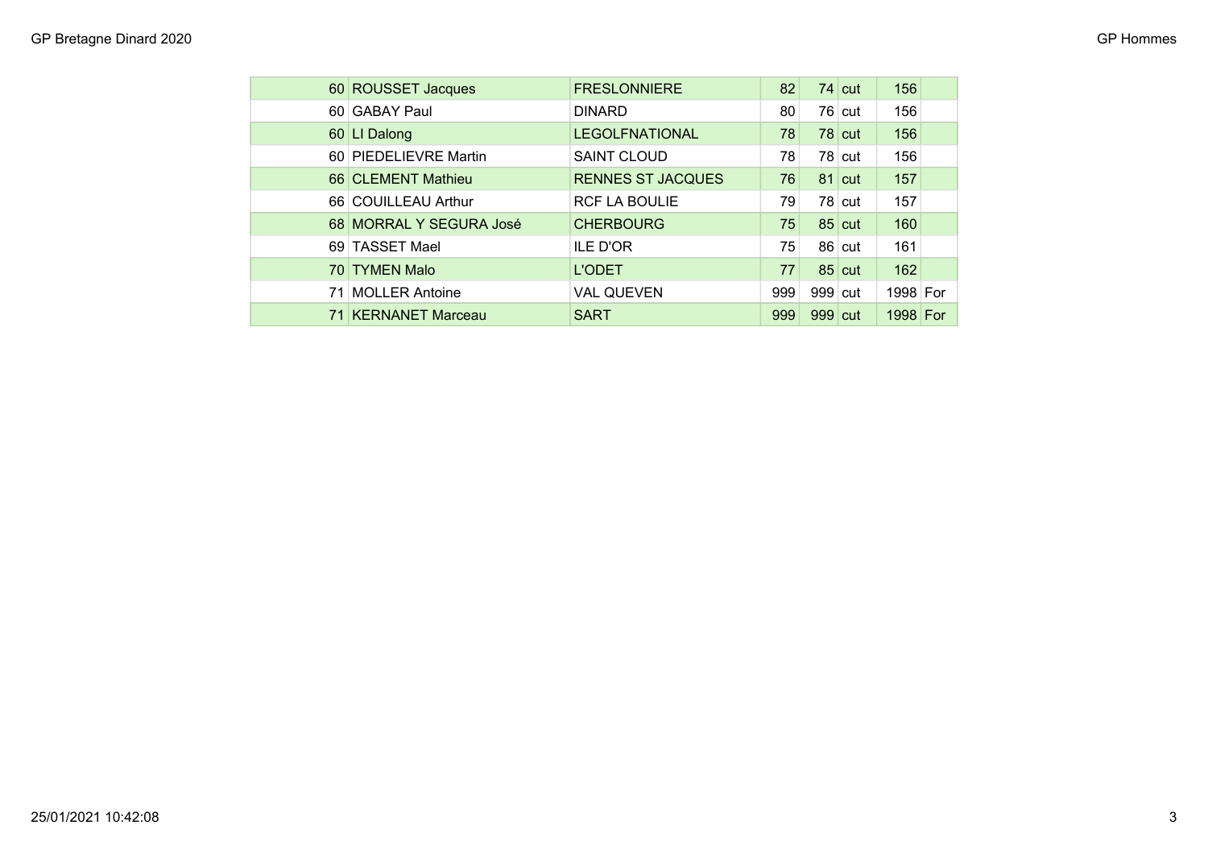| | | | | | | | |
|---|---|---|---|---|---|---|---|
| 60 | ROUSSET Jacques | FRESLONNIERE | 82 | 74 | cut | 156 | |
| 60 | GABAY Paul | DINARD | 80 | 76 | cut | 156 | |
| 60 | LI Dalong | LEGOLFNATIONAL | 78 | 78 | cut | 156 | |
| 60 | PIEDELIEVRE Martin | SAINT CLOUD | 78 | 78 | cut | 156 | |
| 66 | CLEMENT Mathieu | RENNES ST JACQUES | 76 | 81 | cut | 157 | |
| 66 | COUILLEAU Arthur | RCF LA BOULIE | 79 | 78 | cut | 157 | |
| 68 | MORRAL Y SEGURA José | CHERBOURG | 75 | 85 | cut | 160 | |
| 69 | TASSET Mael | ILE D'OR | 75 | 86 | cut | 161 | |
| 70 | TYMEN Malo | L'ODET | 77 | 85 | cut | 162 | |
| 71 | MOLLER Antoine | VAL QUEVEN | 999 | 999 | cut | 1998 | For |
| 71 | KERNANET Marceau | SART | 999 | 999 | cut | 1998 | For |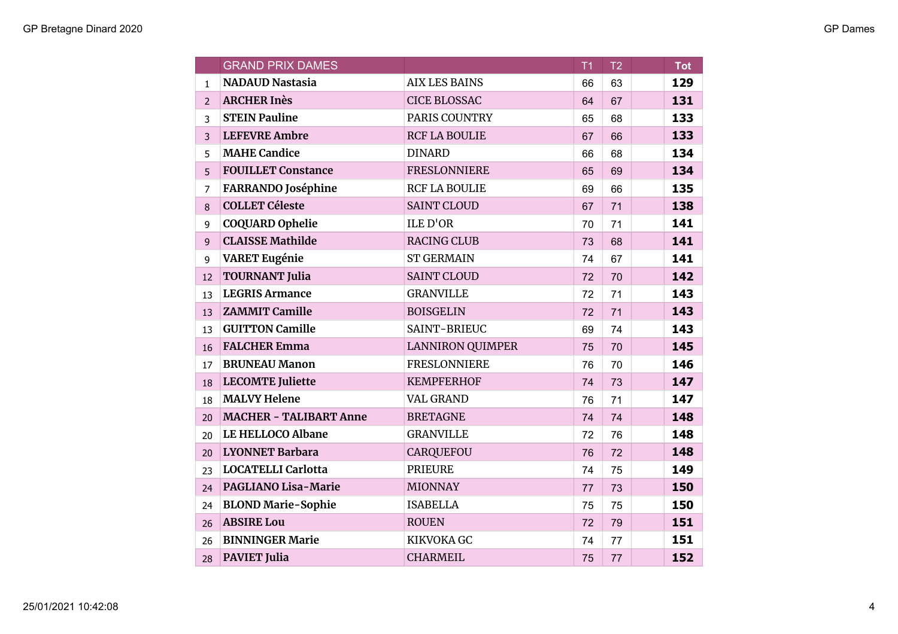| | GRAND PRIX DAMES | | T1 | T2 | | Tot |
|---|---|---|---|---|---|---|
| 1 | **NADAUD Nastasia** | AIX LES BAINS | 66 | 63 | | **129** |
| 2 | **ARCHER Inès** | CICE BLOSSAC | 64 | 67 | | **131** |
| 3 | **STEIN Pauline** | PARIS COUNTRY | 65 | 68 | | **133** |
| 3 | **LEFEVRE Ambre** | RCF LA BOULIE | 67 | 66 | | **133** |
| 5 | **MAHE Candice** | DINARD | 66 | 68 | | **134** |
| 5 | **FOUILLET Constance** | FRESLONNIERE | 65 | 69 | | **134** |
| 7 | **FARRANDO Joséphine** | RCF LA BOULIE | 69 | 66 | | **135** |
| 8 | **COLLET Céleste** | SAINT CLOUD | 67 | 71 | | **138** |
| 9 | **COQUARD Ophelie** | ILE D'OR | 70 | 71 | | **141** |
| 9 | **CLAISSE Mathilde** | RACING CLUB | 73 | 68 | | **141** |
| 9 | **VARET Eugénie** | ST GERMAIN | 74 | 67 | | **141** |
| 12 | **TOURNANT Julia** | SAINT CLOUD | 72 | 70 | | **142** |
| 13 | **LEGRIS Armance** | GRANVILLE | 72 | 71 | | **143** |
| 13 | **ZAMMIT Camille** | BOISGELIN | 72 | 71 | | **143** |
| 13 | **GUITTON Camille** | SAINT-BRIEUC | 69 | 74 | | **143** |
| 16 | **FALCHER Emma** | LANNIRON QUIMPER | 75 | 70 | | **145** |
| 17 | **BRUNEAU Manon** | FRESLONNIERE | 76 | 70 | | **146** |
| 18 | **LECOMTE Juliette** | KEMPFERHOF | 74 | 73 | | **147** |
| 18 | **MALVY Helene** | VAL GRAND | 76 | 71 | | **147** |
| 20 | **MACHER - TALIBART Anne** | BRETAGNE | 74 | 74 | | **148** |
| 20 | **LE HELLOCO Albane** | GRANVILLE | 72 | 76 | | **148** |
| 20 | **LYONNET Barbara** | CARQUEFOU | 76 | 72 | | **148** |
| 23 | **LOCATELLI Carlotta** | PRIEURE | 74 | 75 | | **149** |
| 24 | **PAGLIANO Lisa-Marie** | MIONNAY | 77 | 73 | | **150** |
| 24 | **BLOND Marie-Sophie** | ISABELLA | 75 | 75 | | **150** |
| 26 | **ABSIRE Lou** | ROUEN | 72 | 79 | | **151** |
| 26 | **BINNINGER Marie** | KIKVOKA GC | 74 | 77 | | **151** |
| 28 | **PAVIET Julia** | CHARMEIL | 75 | 77 | | **152** |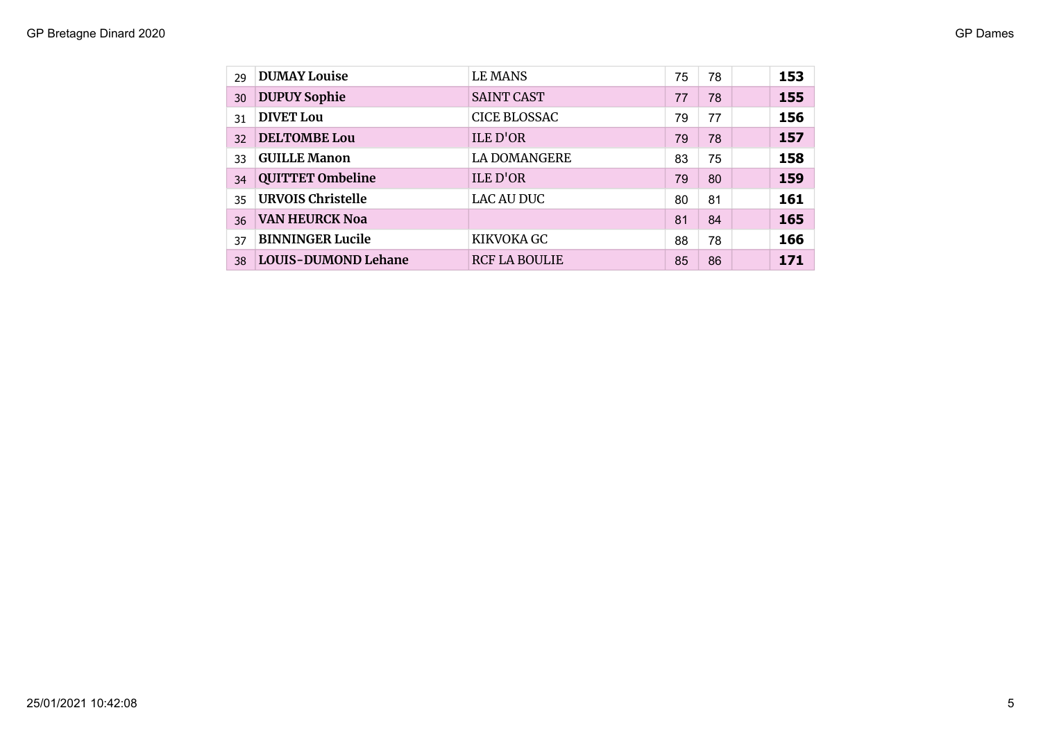| | | | | | | |
|---|---|---|---|---|---|---|
| 29 | **DUMAY Louise** | LE MANS | 75 | 78 | | **153** |
| 30 | **DUPUY Sophie** | SAINT CAST | 77 | 78 | | **155** |
| 31 | **DIVET Lou** | CICE BLOSSAC | 79 | 77 | | **156** |
| 32 | **DELTOMBE Lou** | ILE D'OR | 79 | 78 | | **157** |
| 33 | **GUILLE Manon** | LA DOMANGERE | 83 | 75 | | **158** |
| 34 | **QUITTET Ombeline** | ILE D'OR | 79 | 80 | | **159** |
| 35 | **URVOIS Christelle** | LAC AU DUC | 80 | 81 | | **161** |
| 36 | **VAN HEURCK Noa** | | 81 | 84 | | **165** |
| 37 | **BINNINGER Lucile** | KIKVOKA GC | 88 | 78 | | **166** |
| 38 | **LOUIS-DUMOND Lehane** | RCF LA BOULIE | 85 | 86 | | **171** |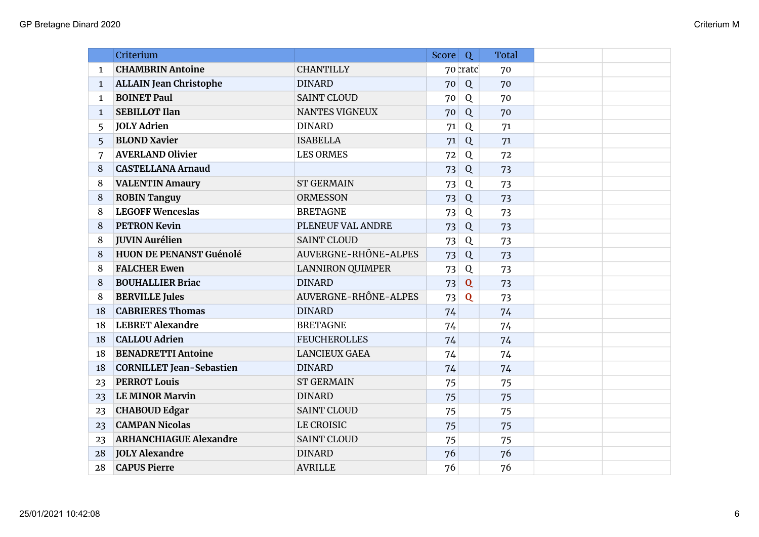| | Criterium | | Score | Q | Total |
|---|---|---|---|---|---|
| 1 | **CHAMBRIN Antoine** | CHANTILLY | 70 | cratc | 70 |
| 1 | **ALLAIN Jean Christophe** | DINARD | 70 | Q | 70 |
| 1 | **BOINET Paul** | SAINT CLOUD | 70 | Q | 70 |
| 1 | **SEBILLOT Ilan** | NANTES VIGNEUX | 70 | Q | 70 |
| 5 | **JOLY Adrien** | DINARD | 71 | Q | 71 |
| 5 | **BLOND Xavier** | ISABELLA | 71 | Q | 71 |
| 7 | **AVERLAND Olivier** | LES ORMES | 72 | Q | 72 |
| 8 | **CASTELLANA Arnaud** | | 73 | Q | 73 |
| 8 | **VALENTIN Amaury** | ST GERMAIN | 73 | Q | 73 |
| 8 | **ROBIN Tanguy** | ORMESSON | 73 | Q | 73 |
| 8 | **LEGOFF Wenceslas** | BRETAGNE | 73 | Q | 73 |
| 8 | **PETRON Kevin** | PLENEUF VAL ANDRE | 73 | Q | 73 |
| 8 | **JUVIN Aurélien** | SAINT CLOUD | 73 | Q | 73 |
| 8 | **HUON DE PENANST Guénolé** | AUVERGNE-RHÔNE-ALPES | 73 | Q | 73 |
| 8 | **FALCHER Ewen** | LANNIRON QUIMPER | 73 | Q | 73 |
| 8 | **BOUHALLIER Briac** | DINARD | 73 | Q | 73 |
| 8 | **BERVILLE Jules** | AUVERGNE-RHÔNE-ALPES | 73 | Q | 73 |
| 18 | **CABRIERES Thomas** | DINARD | 74 | | 74 |
| 18 | **LEBRET Alexandre** | BRETAGNE | 74 | | 74 |
| 18 | **CALLOU Adrien** | FEUCHEROLLES | 74 | | 74 |
| 18 | **BENADRETTI Antoine** | LANCIEUX GAEA | 74 | | 74 |
| 18 | **CORNILLET Jean-Sebastien** | DINARD | 74 | | 74 |
| 23 | **PERROT Louis** | ST GERMAIN | 75 | | 75 |
| 23 | **LE MINOR Marvin** | DINARD | 75 | | 75 |
| 23 | **CHABOUD Edgar** | SAINT CLOUD | 75 | | 75 |
| 23 | **CAMPAN Nicolas** | LE CROISIC | 75 | | 75 |
| 23 | **ARHANCHIAGUE Alexandre** | SAINT CLOUD | 75 | | 75 |
| 28 | **JOLY Alexandre** | DINARD | 76 | | 76 |
| 28 | **CAPUS Pierre** | AVRILLE | 76 | | 76 |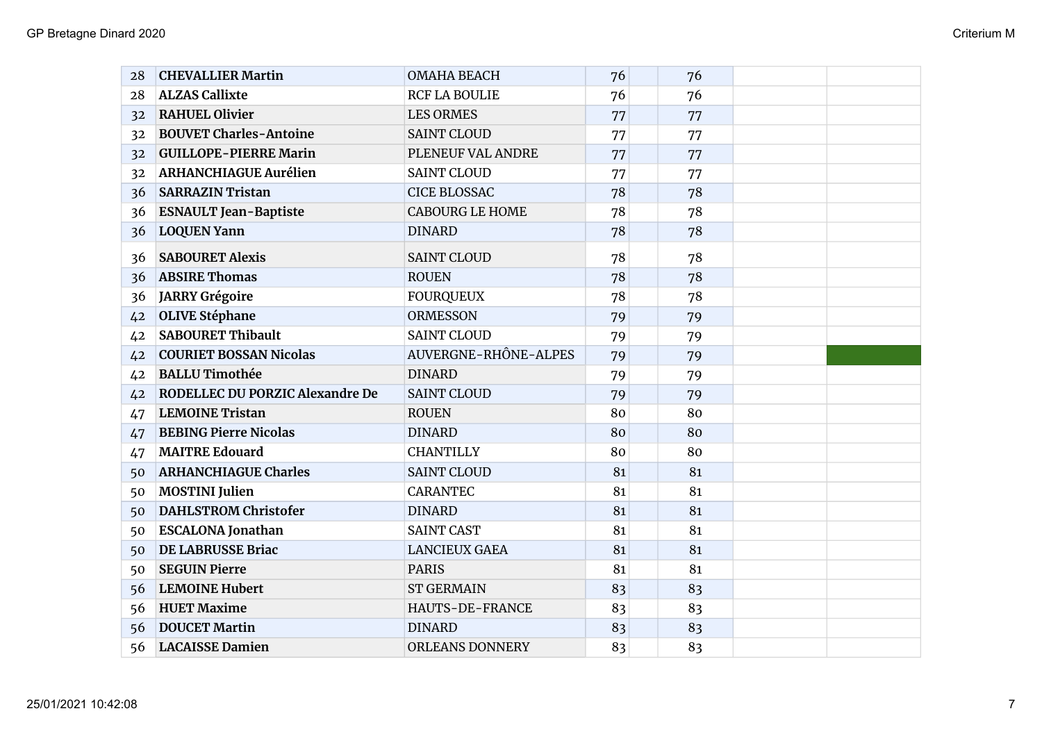| | | | | | | | |
|---|---|---|---|---|---|---|---|
| 28 | **CHEVALLIER Martin** | OMAHA BEACH | 76 | | 76 | | |
| 28 | **ALZAS Callixte** | RCF LA BOULIE | 76 | | 76 | | |
| 32 | **RAHUEL Olivier** | LES ORMES | 77 | | 77 | | |
| 32 | **BOUVET Charles-Antoine** | SAINT CLOUD | 77 | | 77 | | |
| 32 | **GUILLOPE-PIERRE Marin** | PLENEUF VAL ANDRE | 77 | | 77 | | |
| 32 | **ARHANCHIAGUE Aurélien** | SAINT CLOUD | 77 | | 77 | | |
| 36 | **SARRAZIN Tristan** | CICE BLOSSAC | 78 | | 78 | | |
| 36 | **ESNAULT Jean-Baptiste** | CABOURG LE HOME | 78 | | 78 | | |
| 36 | **LOQUEN Yann** | DINARD | 78 | | 78 | | |
| 36 | **SABOURET Alexis** | SAINT CLOUD | 78 | | 78 | | |
| 36 | **ABSIRE Thomas** | ROUEN | 78 | | 78 | | |
| 36 | **JARRY Grégoire** | FOURQUEUX | 78 | | 78 | | |
| 42 | **OLIVE Stéphane** | ORMESSON | 79 | | 79 | | |
| 42 | **SABOURET Thibault** | SAINT CLOUD | 79 | | 79 | | |
| 42 | **COURIET BOSSAN Nicolas** | AUVERGNE-RHÔNE-ALPES | 79 | | 79 | | |
| 42 | **BALLU Timothée** | DINARD | 79 | | 79 | | |
| 42 | **RODELLEC DU PORZIC Alexandre De** | SAINT CLOUD | 79 | | 79 | | |
| 47 | **LEMOINE Tristan** | ROUEN | 80 | | 80 | | |
| 47 | **BEBING Pierre Nicolas** | DINARD | 80 | | 80 | | |
| 47 | **MAITRE Edouard** | CHANTILLY | 80 | | 80 | | |
| 50 | **ARHANCHIAGUE Charles** | SAINT CLOUD | 81 | | 81 | | |
| 50 | **MOSTINI Julien** | CARANTEC | 81 | | 81 | | |
| 50 | **DAHLSTROM Christofer** | DINARD | 81 | | 81 | | |
| 50 | **ESCALONA Jonathan** | SAINT CAST | 81 | | 81 | | |
| 50 | **DE LABRUSSE Briac** | LANCIEUX GAEA | 81 | | 81 | | |
| 50 | **SEGUIN Pierre** | PARIS | 81 | | 81 | | |
| 56 | **LEMOINE Hubert** | ST GERMAIN | 83 | | 83 | | |
| 56 | **HUET Maxime** | HAUTS-DE-FRANCE | 83 | | 83 | | |
| 56 | **DOUCET Martin** | DINARD | 83 | | 83 | | |
| 56 | **LACAISSE Damien** | ORLEANS DONNERY | 83 | | 83 | | |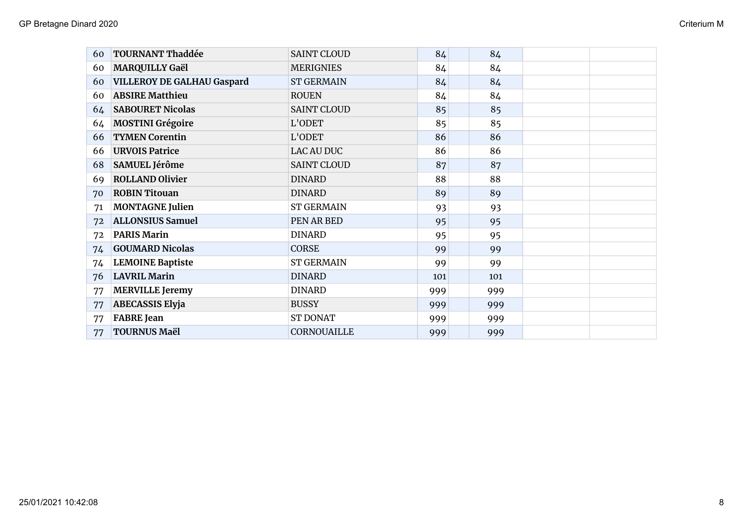| | | | | | | | |
|---|---|---|---|---|---|---|---|
| 60 | **TOURNANT Thaddée** | SAINT CLOUD | 84 | | 84 | | |
| 60 | **MARQUILLY Gaël** | MERIGNIES | 84 | | 84 | | |
| 60 | **VILLEROY DE GALHAU Gaspard** | ST GERMAIN | 84 | | 84 | | |
| 60 | **ABSIRE Matthieu** | ROUEN | 84 | | 84 | | |
| 64 | **SABOURET Nicolas** | SAINT CLOUD | 85 | | 85 | | |
| 64 | **MOSTINI Grégoire** | L'ODET | 85 | | 85 | | |
| 66 | **TYMEN Corentin** | L'ODET | 86 | | 86 | | |
| 66 | **URVOIS Patrice** | LAC AU DUC | 86 | | 86 | | |
| 68 | **SAMUEL Jérôme** | SAINT CLOUD | 87 | | 87 | | |
| 69 | **ROLLAND Olivier** | DINARD | 88 | | 88 | | |
| 70 | **ROBIN Titouan** | DINARD | 89 | | 89 | | |
| 71 | **MONTAGNE Julien** | ST GERMAIN | 93 | | 93 | | |
| 72 | **ALLONSIUS Samuel** | PEN AR BED | 95 | | 95 | | |
| 72 | **PARIS Marin** | DINARD | 95 | | 95 | | |
| 74 | **GOUMARD Nicolas** | CORSE | 99 | | 99 | | |
| 74 | **LEMOINE Baptiste** | ST GERMAIN | 99 | | 99 | | |
| 76 | **LAVRIL Marin** | DINARD | 101 | | 101 | | |
| 77 | **MERVILLE Jeremy** | DINARD | 999 | | 999 | | |
| 77 | **ABECASSIS Elyja** | BUSSY | 999 | | 999 | | |
| 77 | **FABRE Jean** | ST DONAT | 999 | | 999 | | |
| 77 | **TOURNUS Maël** | CORNOUAILLE | 999 | | 999 | | |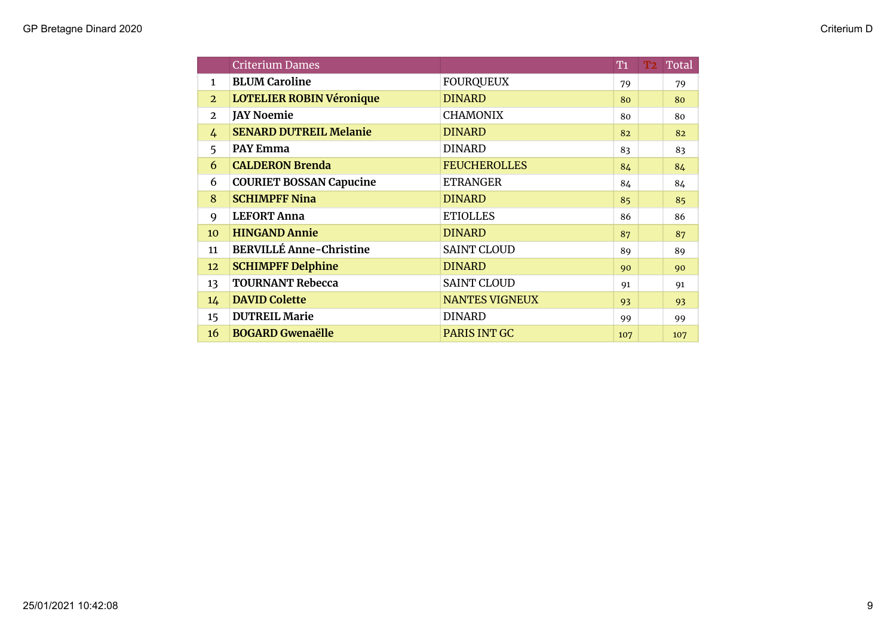| | Criterium Dames | | T1 | T2 | Total |
|---|---|---|---|---|---|
| 1 | **BLUM Caroline** | FOURQUEUX | 79 | | 79 |
| 2 | **LOTELIER ROBIN Véronique** | DINARD | 80 | | 80 |
| 2 | **JAY Noemie** | CHAMONIX | 80 | | 80 |
| 4 | **SENARD DUTREIL Melanie** | DINARD | 82 | | 82 |
| 5 | **PAY Emma** | DINARD | 83 | | 83 |
| 6 | **CALDERON Brenda** | FEUCHEROLLES | 84 | | 84 |
| 6 | **COURIET BOSSAN Capucine** | ETRANGER | 84 | | 84 |
| 8 | **SCHIMPFF Nina** | DINARD | 85 | | 85 |
| 9 | **LEFORT Anna** | ETIOLLES | 86 | | 86 |
| 10 | **HINGAND Annie** | DINARD | 87 | | 87 |
| 11 | **BERVILLÉ Anne-Christine** | SAINT CLOUD | 89 | | 89 |
| 12 | **SCHIMPFF Delphine** | DINARD | 90 | | 90 |
| 13 | **TOURNANT Rebecca** | SAINT CLOUD | 91 | | 91 |
| 14 | **DAVID Colette** | NANTES VIGNEUX | 93 | | 93 |
| 15 | **DUTREIL Marie** | DINARD | 99 | | 99 |
| 16 | **BOGARD Gwenaëlle** | PARIS INT GC | 107 | | 107 |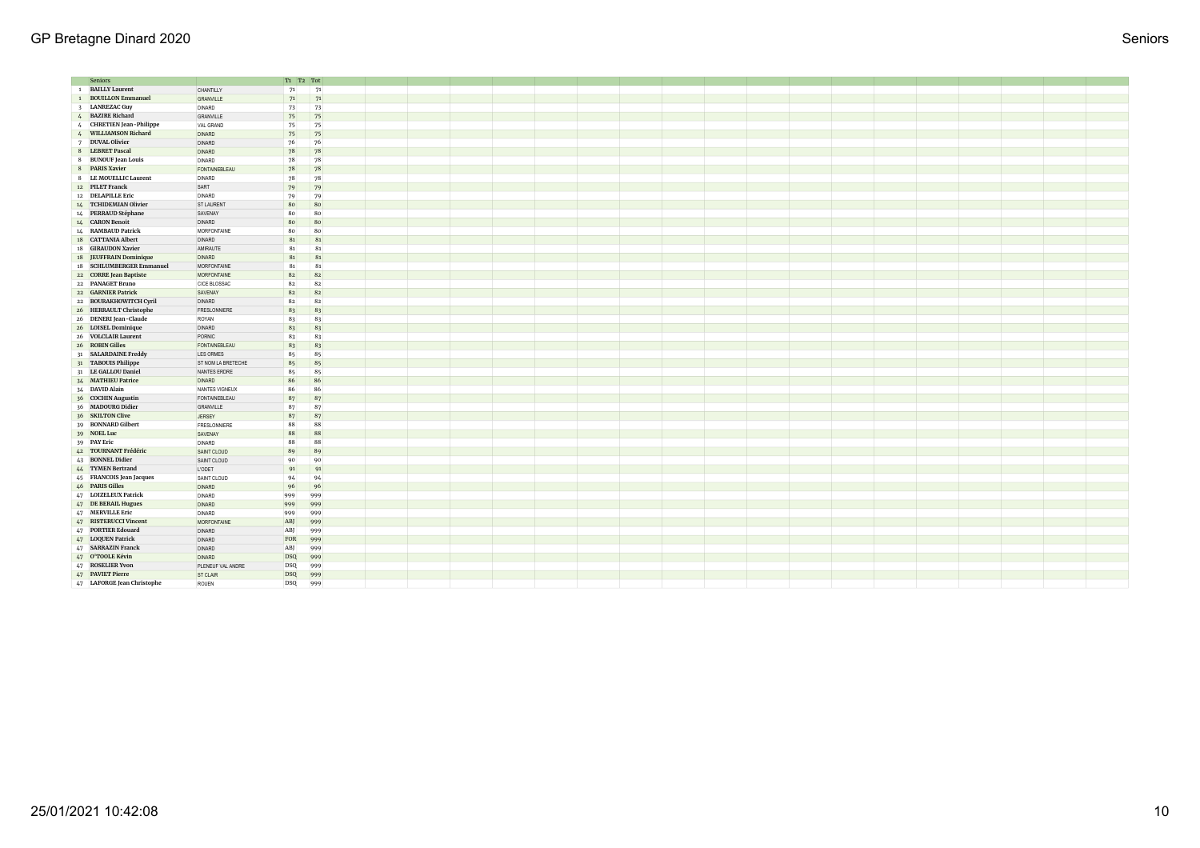| | Seniors | | T1 | T2 | Tot |
|---|---|---|---|---|---|
| 1 | BAILLY Laurent | CHANTILLY | 71 | | 71 |
| 1 | BOUILLON Emmanuel | GRANVILLE | 71 | | 71 |
| 3 | LANREZAC Guy | DINARD | 73 | | 73 |
| 4 | BAZIRE Richard | GRANVILLE | 75 | | 75 |
| 4 | CHRETIEN Jean-Philippe | VAL GRAND | 75 | | 75 |
| 4 | WILLIAMSON Richard | DINARD | 75 | | 75 |
| 7 | DUVAL Olivier | DINARD | 76 | | 76 |
| 8 | LEBRET Pascal | DINARD | 78 | | 78 |
| 8 | BUNOUF Jean Louis | DINARD | 78 | | 78 |
| 8 | PARIS Xavier | FONTAINEBLEAU | 78 | | 78 |
| 8 | LE MOUELLIC Laurent | DINARD | 78 | | 78 |
| 12 | PILET Franck | SART | 79 | | 79 |
| 12 | DELAPILLE Eric | DINARD | 79 | | 79 |
| 14 | TCHIDEMIAN Olivier | ST LAURENT | 80 | | 80 |
| 14 | PERRAUD Stéphane | SAVENAY | 80 | | 80 |
| 14 | CARON Benoit | DINARD | 80 | | 80 |
| 14 | RAMBAUD Patrick | MORFONTAINE | 80 | | 80 |
| 18 | CATTANIA Albert | DINARD | 81 | | 81 |
| 18 | GIRAUDON Xavier | AMIRAUTE | 81 | | 81 |
| 18 | JEUFFRAIN Dominique | DINARD | 81 | | 81 |
| 18 | SCHLUMBERGER Emmanuel | MORFONTAINE | 81 | | 81 |
| 22 | CORRE Jean Baptiste | MORFONTAINE | 82 | | 82 |
| 22 | PANAGET Bruno | CICE BLOSSAC | 82 | | 82 |
| 22 | GARNIER Patrick | SAVENAY | 82 | | 82 |
| 22 | BOURAKHOWITCH Cyril | DINARD | 82 | | 82 |
| 26 | HERRAULT Christophe | FRESLONNIERE | 83 | | 83 |
| 26 | DENERI Jean-Claude | ROYAN | 83 | | 83 |
| 26 | LOISEL Dominique | DINARD | 83 | | 83 |
| 26 | VOLCLAIR Laurent | PORNIC | 83 | | 83 |
| 26 | ROBIN Gilles | FONTAINEBLEAU | 83 | | 83 |
| 31 | SALARDAINE Freddy | LES ORMES | 85 | | 85 |
| 31 | TABOUIS Philippe | ST NOM LA BRETECHE | 85 | | 85 |
| 31 | LE GALLOU Daniel | NANTES ERDRE | 85 | | 85 |
| 34 | MATHIEU Patrice | DINARD | 86 | | 86 |
| 34 | DAVID Alain | NANTES VIGNEUX | 86 | | 86 |
| 36 | COCHIN Augustin | FONTAINEBLEAU | 87 | | 87 |
| 36 | MADOURG Didier | GRANVILLE | 87 | | 87 |
| 36 | SKILTON Clive | JERSEY | 87 | | 87 |
| 39 | BONNARD Gilbert | FRESLONNIERE | 88 | | 88 |
| 39 | NOEL Luc | SAVENAY | 88 | | 88 |
| 39 | PAY Eric | DINARD | 88 | | 88 |
| 42 | TOURNANT Frédéric | SAINT CLOUD | 89 | | 89 |
| 43 | BONNEL Didier | SAINT CLOUD | 90 | | 90 |
| 44 | TYMEN Bertrand | L'ODET | 91 | | 91 |
| 45 | FRANCOIS Jean Jacques | SAINT CLOUD | 94 | | 94 |
| 46 | PARIS Gilles | DINARD | 96 | | 96 |
| 47 | LOIZELEUX Patrick | DINARD | 999 | | 999 |
| 47 | DE BERAIL Hugues | DINARD | 999 | | 999 |
| 47 | MERVILLE Eric | DINARD | 999 | | 999 |
| 47 | RISTERUCCI Vincent | MORFONTAINE | ABJ | | 999 |
| 47 | PORTIER Edouard | DINARD | ABJ | | 999 |
| 47 | LOQUEN Patrick | DINARD | FOR | | 999 |
| 47 | SARRAZIN Franck | DINARD | ABJ | | 999 |
| 47 | O'TOOLE Kévin | DINARD | DSQ | | 999 |
| 47 | ROSELIER Yvon | PLENEUF VAL ANDRE | DSQ | | 999 |
| 47 | PAVIET Pierre | ST CLAIR | DSQ | | 999 |
| 47 | LAFORGE Jean Christophe | ROUEN | DSQ | | 999 |